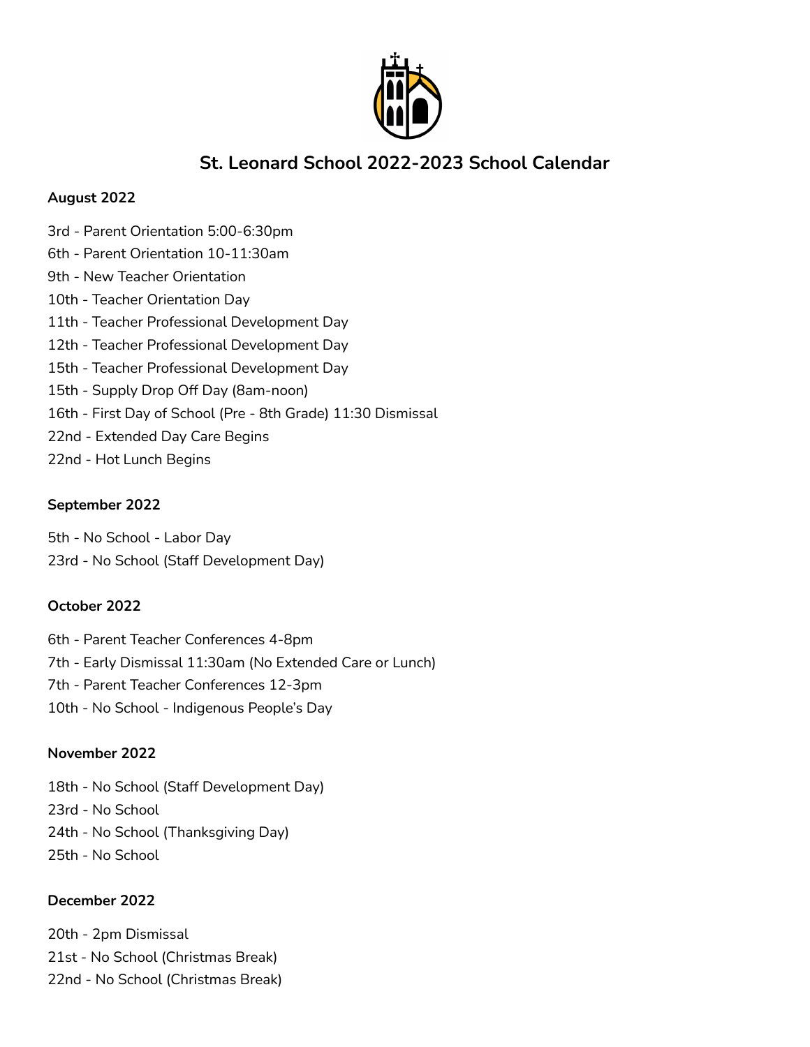# St. Leonard School 2022-2023 School Calendar

**August 2022**

3rd - Parent Orientation 5:00-6:30pm
6th - Parent Orientation 10-11:30am
9th - New Teacher Orientation
10th - Teacher Orientation Day
11th - Teacher Professional Development Day
12th - Teacher Professional Development Day
15th - Teacher Professional Development Day
15th - Supply Drop Off Day (8am-noon)
16th - First Day of School (Pre - 8th Grade) 11:30 Dismissal
22nd - Extended Day Care Begins
22nd - Hot Lunch Begins

**September 2022**

5th - No School - Labor Day
23rd - No School (Staff Development Day)

**October 2022**

6th - Parent Teacher Conferences 4-8pm
7th - Early Dismissal 11:30am (No Extended Care or Lunch)
7th - Parent Teacher Conferences 12-3pm
10th - No School - Indigenous People's Day

**November 2022**

18th - No School (Staff Development Day)
23rd - No School
24th - No School (Thanksgiving Day)
25th - No School

**December 2022**

20th - 2pm Dismissal
21st - No School (Christmas Break)
22nd - No School (Christmas Break)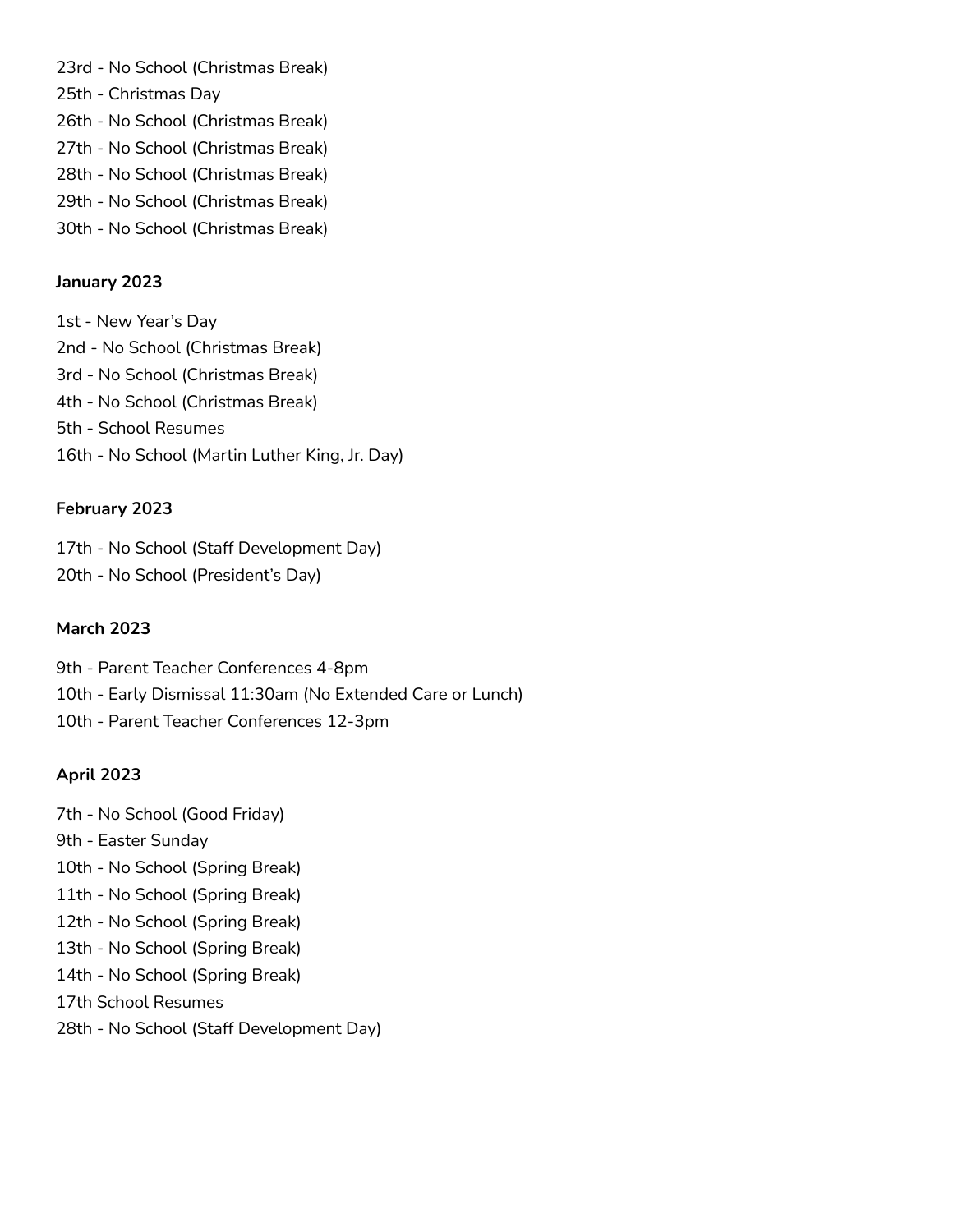23rd - No School (Christmas Break)
25th - Christmas Day
26th - No School (Christmas Break)
27th - No School (Christmas Break)
28th - No School (Christmas Break)
29th - No School (Christmas Break)
30th - No School (Christmas Break)

**January 2023**

1st - New Year's Day
2nd - No School (Christmas Break)
3rd - No School (Christmas Break)
4th - No School (Christmas Break)
5th - School Resumes
16th - No School (Martin Luther King, Jr. Day)

**February 2023**

17th - No School (Staff Development Day)
20th - No School (President's Day)

**March 2023**

9th - Parent Teacher Conferences 4-8pm
10th - Early Dismissal 11:30am (No Extended Care or Lunch)
10th - Parent Teacher Conferences 12-3pm

**April 2023**

7th - No School (Good Friday)
9th - Easter Sunday
10th - No School (Spring Break)
11th - No School (Spring Break)
12th - No School (Spring Break)
13th - No School (Spring Break)
14th - No School (Spring Break)
17th School Resumes
28th - No School (Staff Development Day)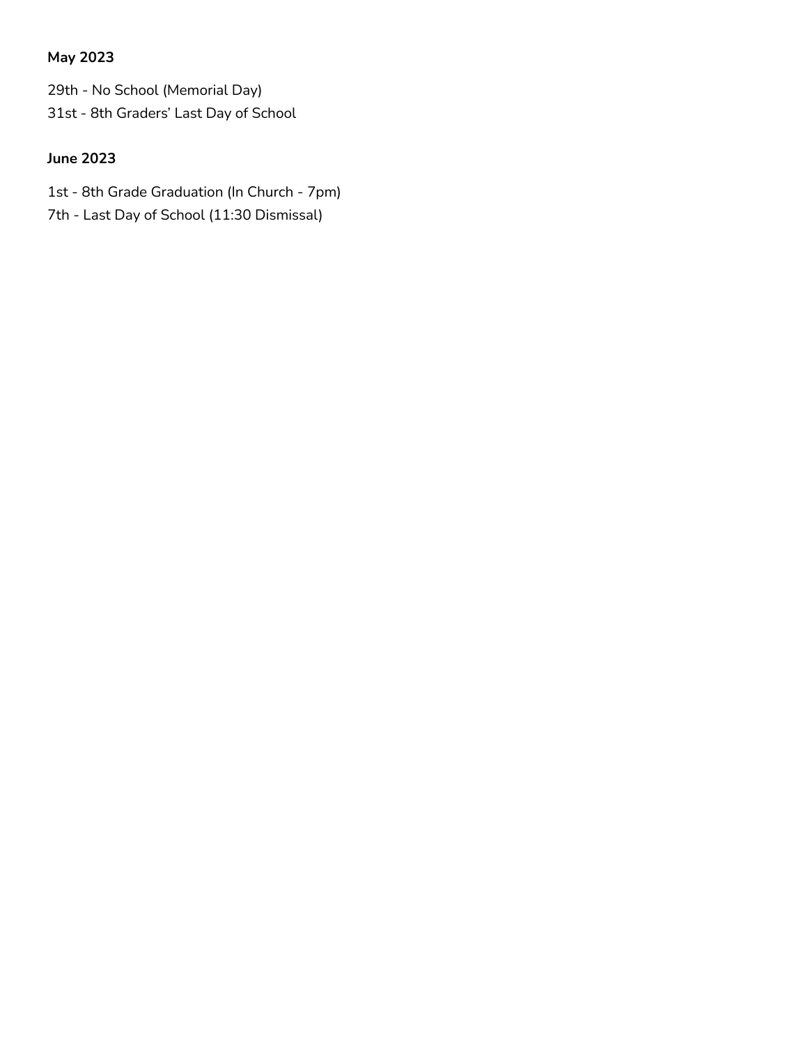**May 2023**

29th - No School (Memorial Day)
31st - 8th Graders' Last Day of School

**June 2023**

1st - 8th Grade Graduation (In Church - 7pm)
7th - Last Day of School (11:30 Dismissal)